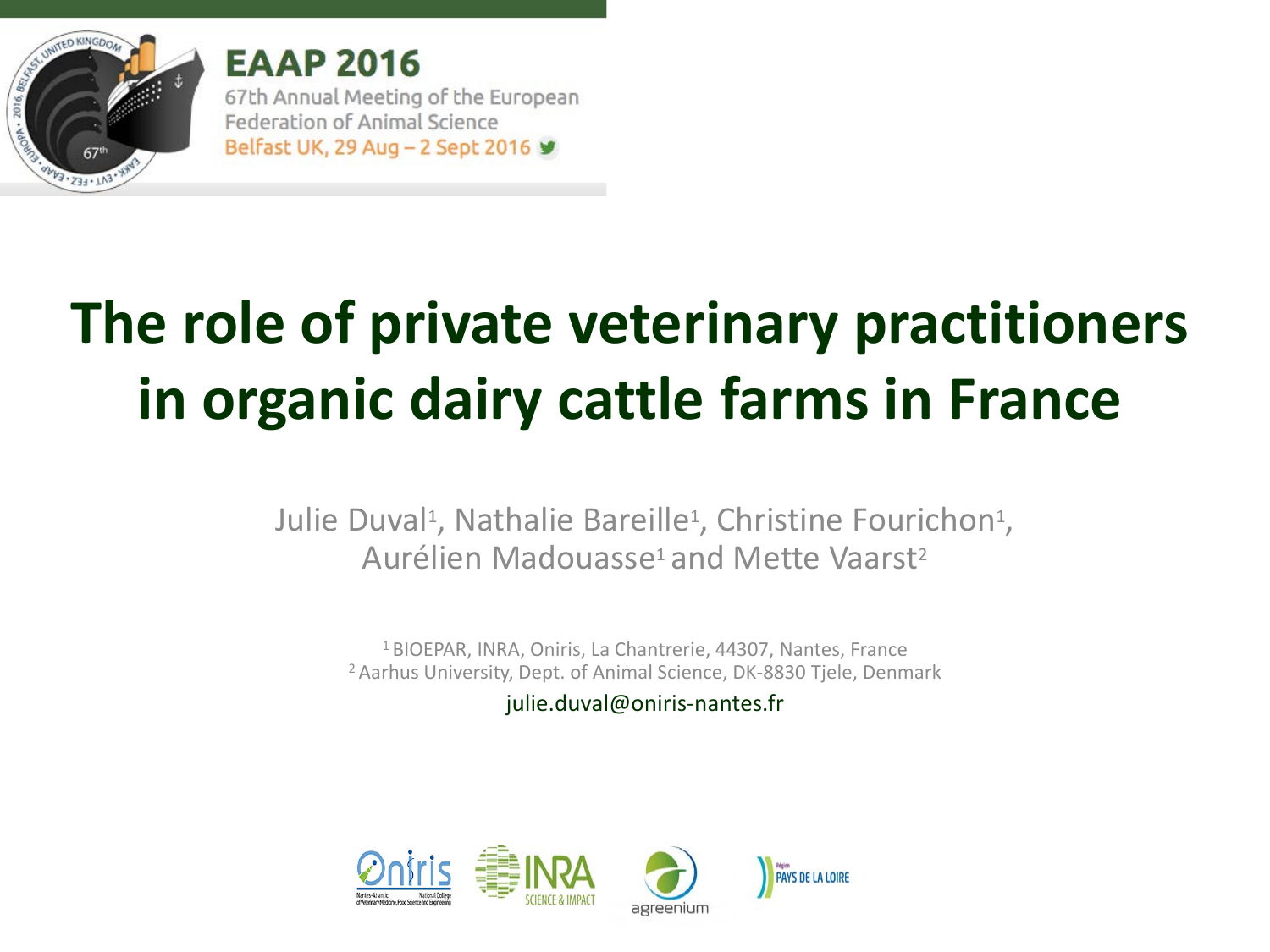**EAAP 2016**

67th Annual Meeting of the European Federation of Animal Science

Belfast UK, 29 Aug – 2 Sept 2016

# The role of private veterinary practitioners in organic dairy cattle farms in France

Julie Duval[1], Nathalie Bareille[1], Christine Fourichon[1], Aurélien Madouasse[1] and Mette Vaarst[2]

[1] BIOEPAR, INRA, Oniris, La Chantrerie, 44307, Nantes, France
[2] Aarhus University, Dept. of Animal Science, DK-8830 Tjele, Denmark

julie.duval@oniris-nantes.fr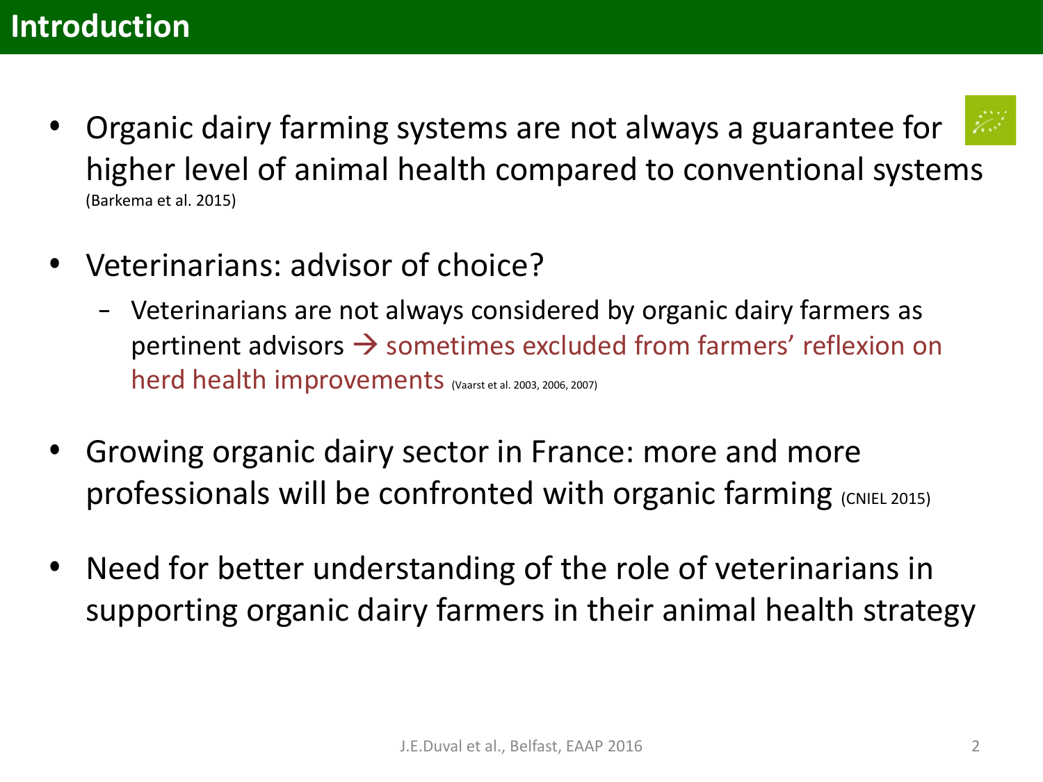# Introduction

- Organic dairy farming systems are not always a guarantee for higher level of animal health compared to conventional systems (Barkema et al. 2015)

- Veterinarians: advisor of choice?
  - Veterinarians are not always considered by organic dairy farmers as pertinent advisors → sometimes excluded from farmers' reflexion on herd health improvements (Vaarst et al. 2003, 2006, 2007)

- Growing organic dairy sector in France: more and more professionals will be confronted with organic farming (CNIEL 2015)

- Need for better understanding of the role of veterinarians in supporting organic dairy farmers in their animal health strategy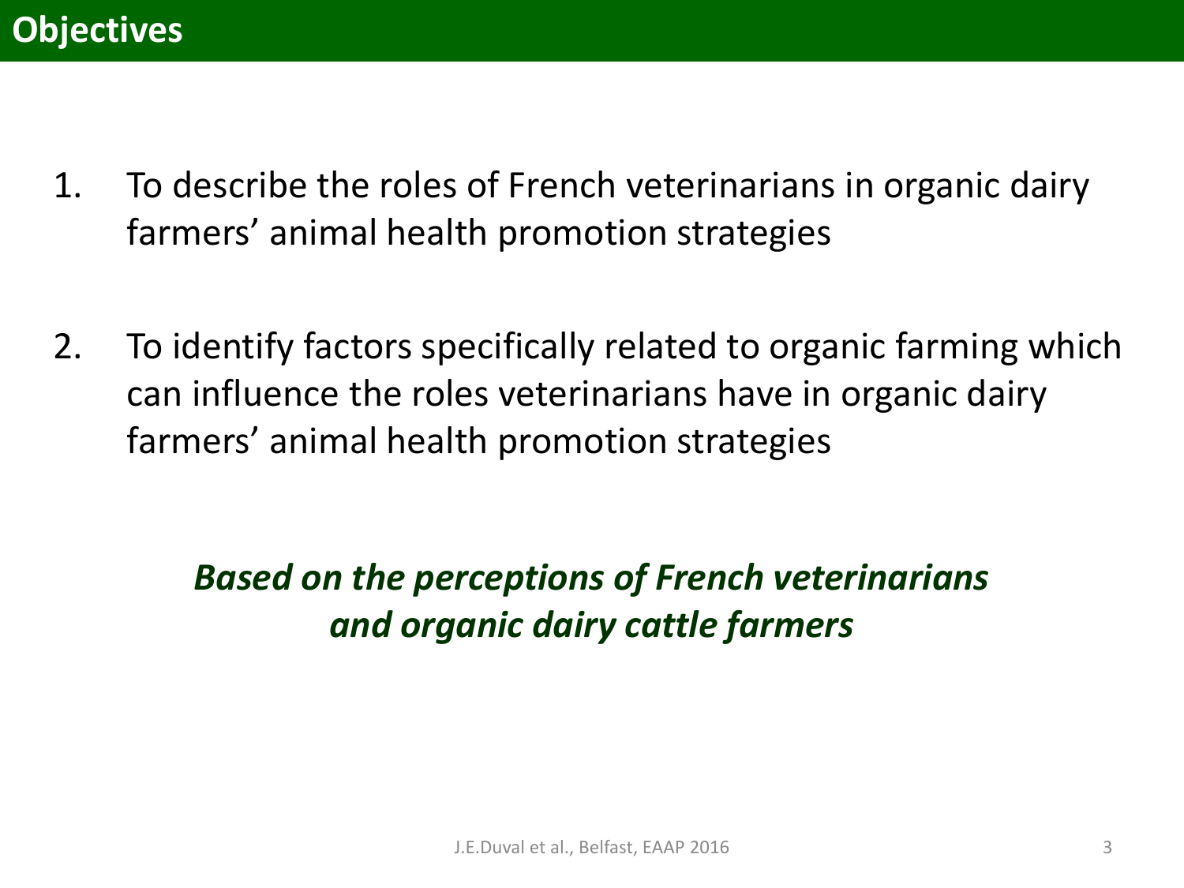## Objectives

1. To describe the roles of French veterinarians in organic dairy farmers' animal health promotion strategies

2. To identify factors specifically related to organic farming which can influence the roles veterinarians have in organic dairy farmers' animal health promotion strategies

***Based on the perceptions of French veterinarians and organic dairy cattle farmers***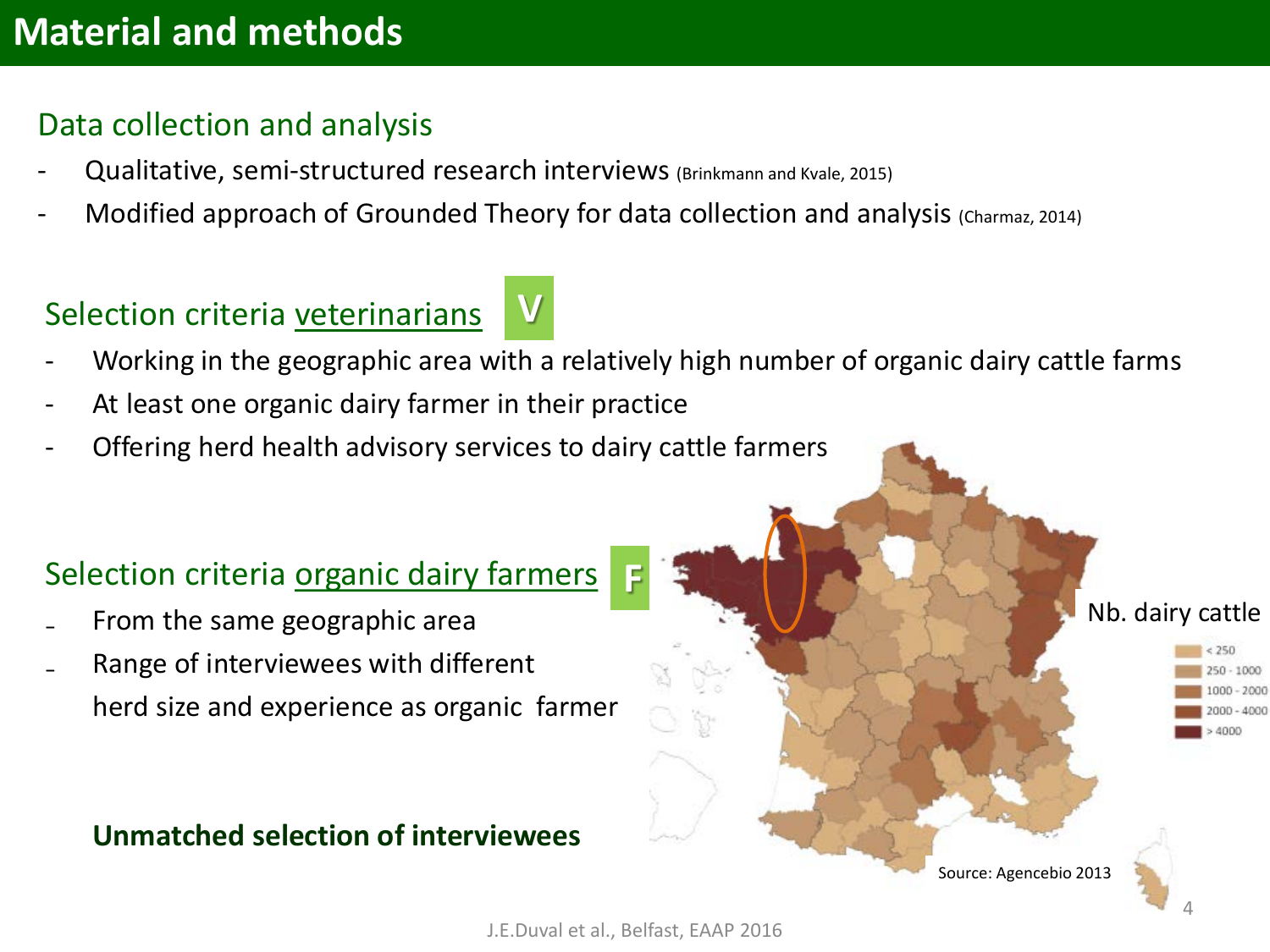# Material and methods

## Data collection and analysis

- Qualitative, semi-structured research interviews (Brinkmann and Kvale, 2015)
- Modified approach of Grounded Theory for data collection and analysis (Charmaz, 2014)

## Selection criteria veterinarians V

- Working in the geographic area with a relatively high number of organic dairy cattle farms
- At least one organic dairy farmer in their practice
- Offering herd health advisory services to dairy cattle farmers

## Selection criteria organic dairy farmers F

- From the same geographic area
- Range of interviewees with different herd size and experience as organic farmer

**Unmatched selection of interviewees**

Nb. dairy cattle

- < 250
- 250 - 1000
- 1000 - 2000
- 2000 - 4000
- > 4000

Source: Agencebio 2013

J.E.Duval et al., Belfast, EAAP 2016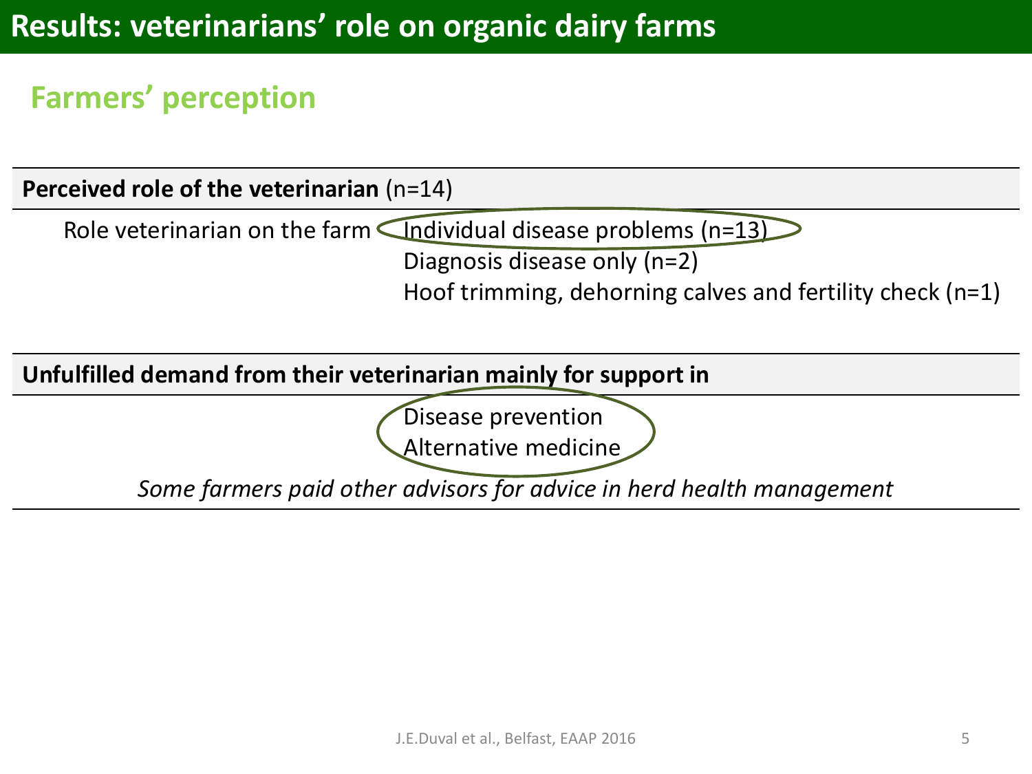# Results: veterinarians' role on organic dairy farms

## Farmers' perception

| **Perceived role of the veterinarian** (n=14) | |
|---|---|
| Role veterinarian on the farm | Individual disease problems (n=13) |
| | Diagnosis disease only (n=2) |
| | Hoof trimming, dehorning calves and fertility check (n=1) |

**Unfulfilled demand from their veterinarian mainly for support in**

- Disease prevention
- Alternative medicine

*Some farmers paid other advisors for advice in herd health management*

J.E.Duval et al., Belfast, EAAP 2016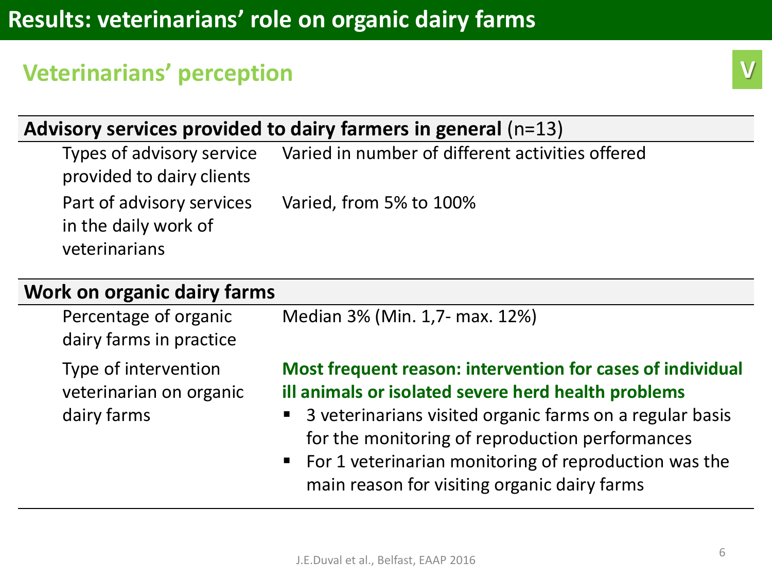# Results: veterinarians' role on organic dairy farms

## Veterinarians' perception

V

| **Advisory services provided to dairy farmers in general** (n=13) | |
|---|---|
| Types of advisory service provided to dairy clients | Varied in number of different activities offered |
| Part of advisory services in the daily work of veterinarians | Varied, from 5% to 100% |
| **Work on organic dairy farms** | |
| Percentage of organic dairy farms in practice | Median 3% (Min. 1,7- max. 12%) |
| Type of intervention veterinarian on organic dairy farms | **Most frequent reason: intervention for cases of individual ill animals or isolated severe herd health problems** <br> ▪ 3 veterinarians visited organic farms on a regular basis for the monitoring of reproduction performances <br> ▪ For 1 veterinarian monitoring of reproduction was the main reason for visiting organic dairy farms |

J.E.Duval et al., Belfast, EAAP 2016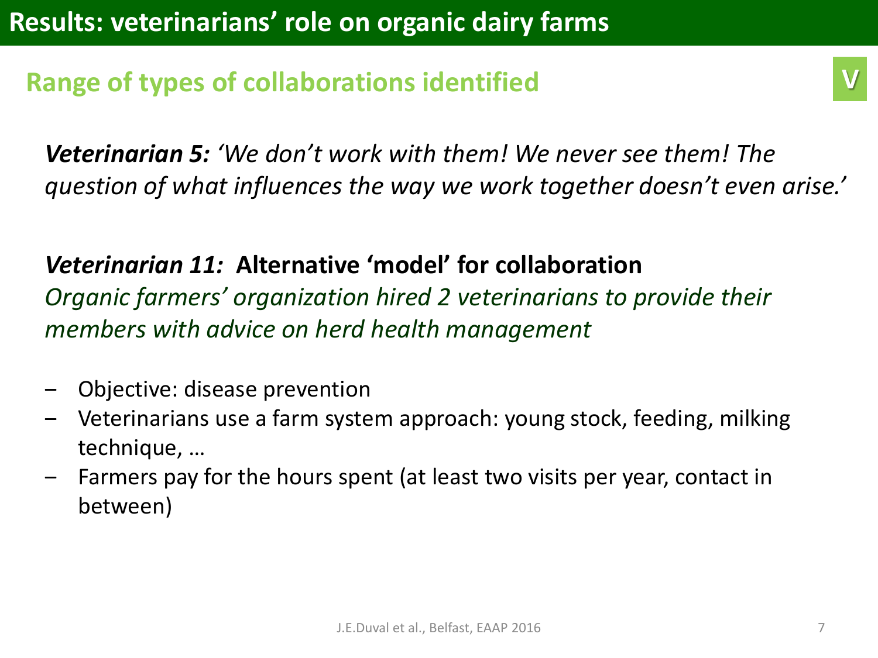# Results: veterinarians' role on organic dairy farms

## Range of types of collaborations identified

V

***Veterinarian 5:*** *'We don't work with them! We never see them! The question of what influences the way we work together doesn't even arise.'*

***Veterinarian 11:*** **Alternative 'model' for collaboration**

*Organic farmers' organization hired 2 veterinarians to provide their members with advice on herd health management*

- Objective: disease prevention
- Veterinarians use a farm system approach: young stock, feeding, milking technique, …
- Farmers pay for the hours spent (at least two visits per year, contact in between)

J.E.Duval et al., Belfast, EAAP 2016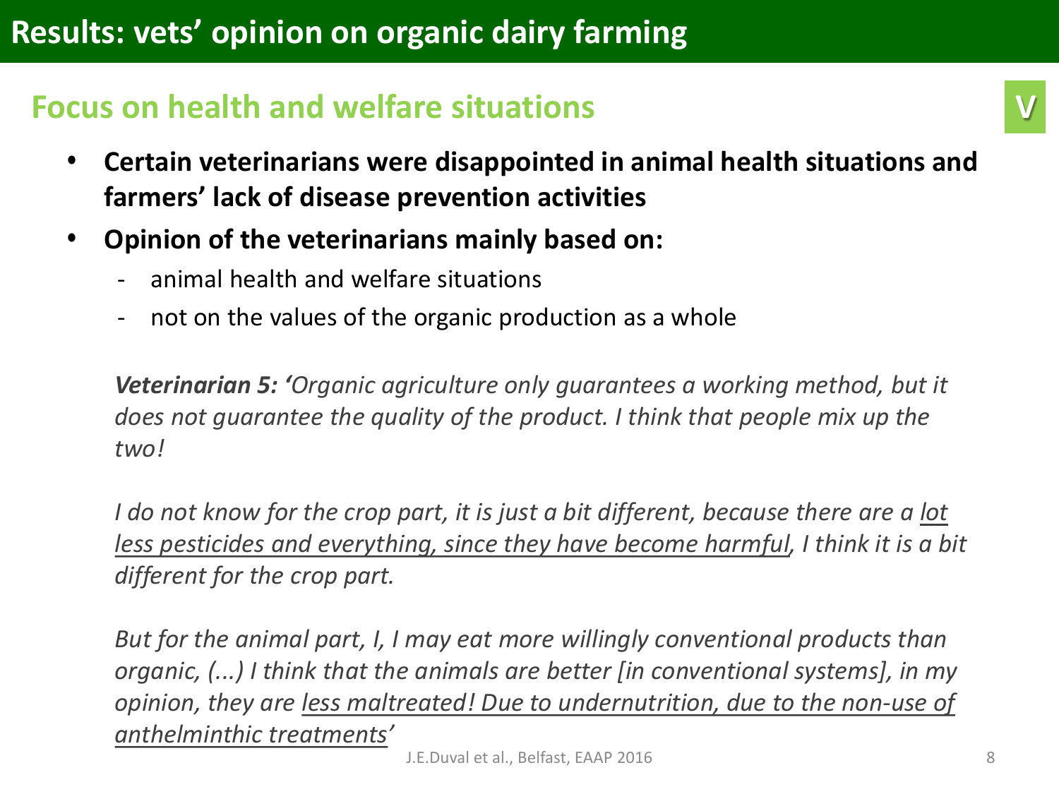# Results: vets' opinion on organic dairy farming

## Focus on health and welfare situations

V

- **Certain veterinarians were disappointed in animal health situations and farmers' lack of disease prevention activities**
- **Opinion of the veterinarians mainly based on:**
  - animal health and welfare situations
  - not on the values of the organic production as a whole

***Veterinarian 5:*** *'Organic agriculture only guarantees a working method, but it does not guarantee the quality of the product. I think that people mix up the two!*

*I do not know for the crop part, it is just a bit different, because there are a <u>lot less pesticides and everything, since they have become harmful</u>, I think it is a bit different for the crop part.*

*But for the animal part, I, I may eat more willingly conventional products than organic, (...) I think that the animals are better [in conventional systems], in my opinion, they are <u>less maltreated! Due to undernutrition, due to the non-use of anthelminthic treatments</u>'*

J.E.Duval et al., Belfast, EAAP 2016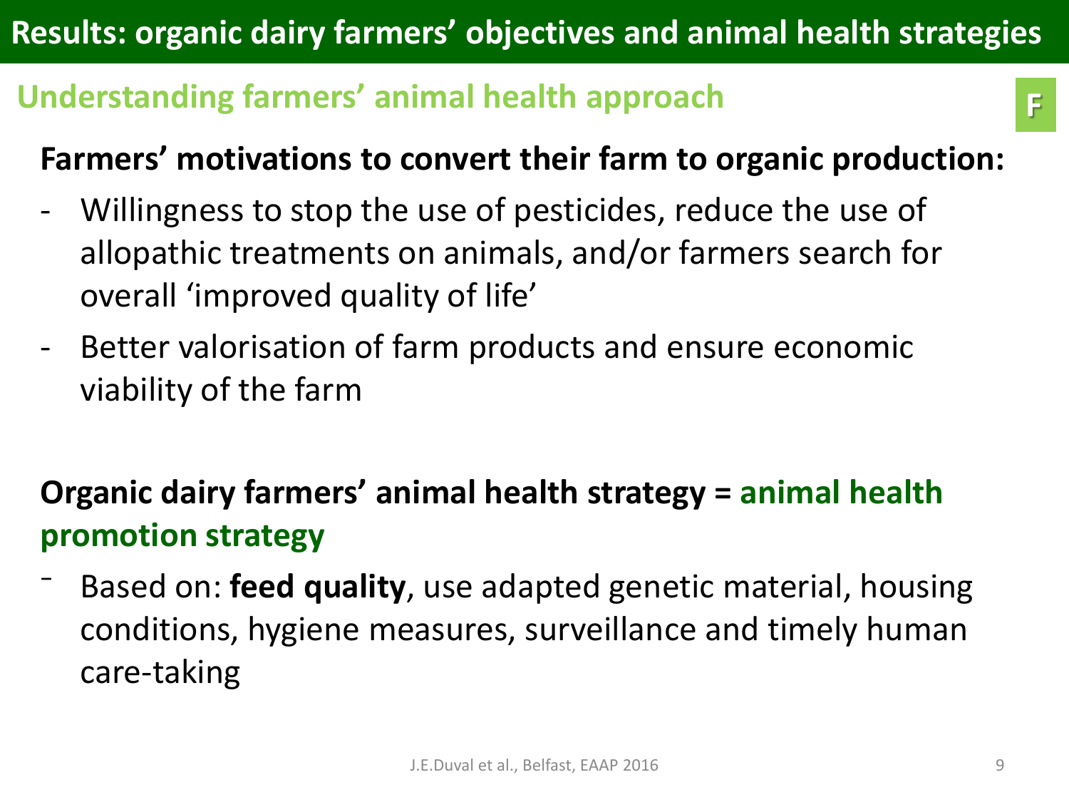# Results: organic dairy farmers' objectives and animal health strategies

## Understanding farmers' animal health approach

F

**Farmers' motivations to convert their farm to organic production:**

- Willingness to stop the use of pesticides, reduce the use of allopathic treatments on animals, and/or farmers search for overall 'improved quality of life'
- Better valorisation of farm products and ensure economic viability of the farm

**Organic dairy farmers' animal health strategy = animal health promotion strategy**

- Based on: **feed quality**, use adapted genetic material, housing conditions, hygiene measures, surveillance and timely human care-taking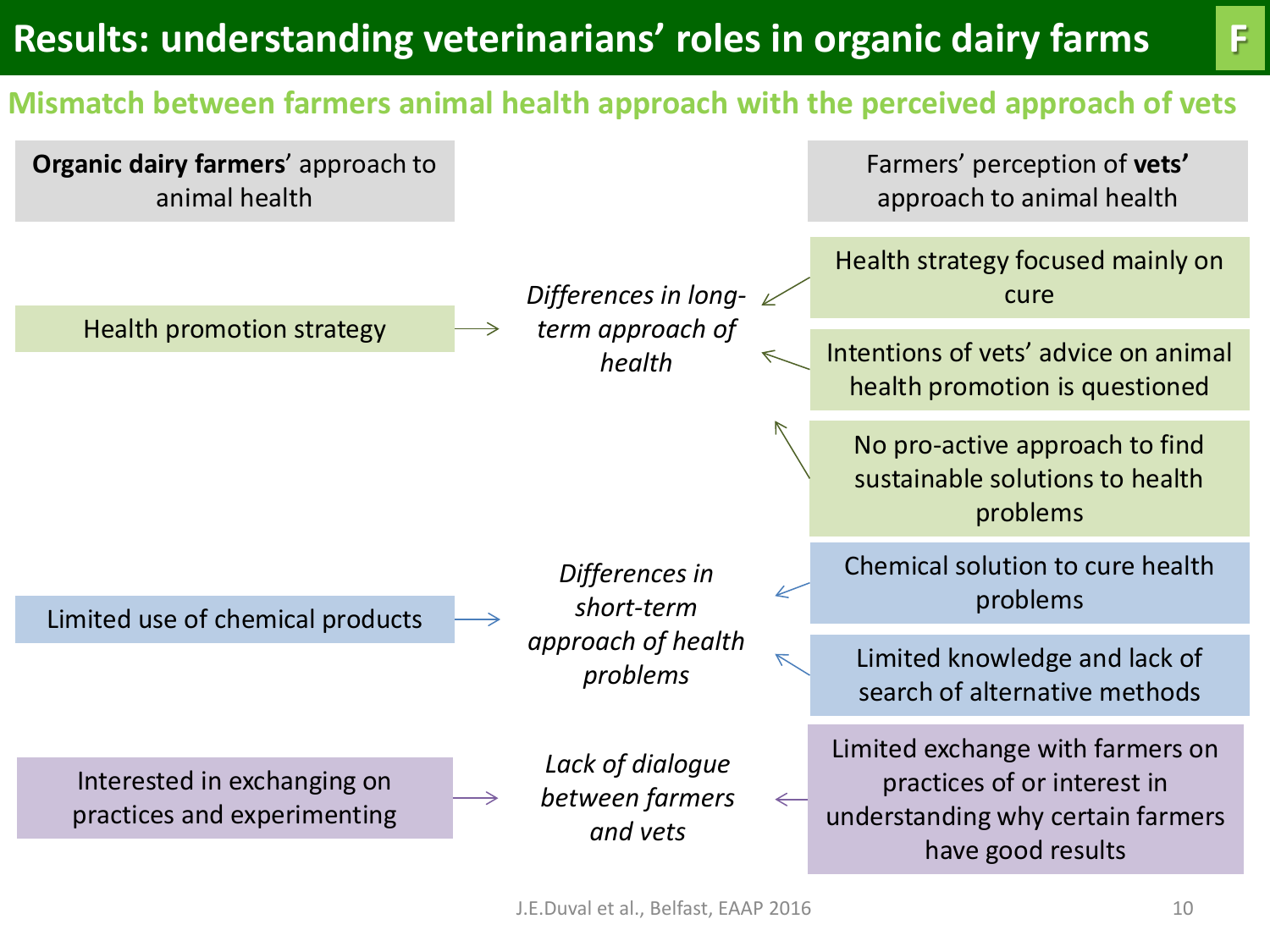# Results: understanding veterinarians' roles in organic dairy farms

## Mismatch between farmers animal health approach with the perceived approach of vets

| **Organic dairy farmers**' approach to animal health | | Farmers' perception of **vets'** approach to animal health |
|---|---|---|
| Health promotion strategy → | *Differences in long-term approach of health* | ← Health strategy focused mainly on cure<br>← Intentions of vets' advice on animal health promotion is questioned<br>← No pro-active approach to find sustainable solutions to health problems |
| Limited use of chemical products → | *Differences in short-term approach of health problems* | ← Chemical solution to cure health problems<br>← Limited knowledge and lack of search of alternative methods |
| Interested in exchanging on practices and experimenting → | *Lack of dialogue between farmers and vets* | ← Limited exchange with farmers on practices of or interest in understanding why certain farmers have good results |

J.E.Duval et al., Belfast, EAAP 2016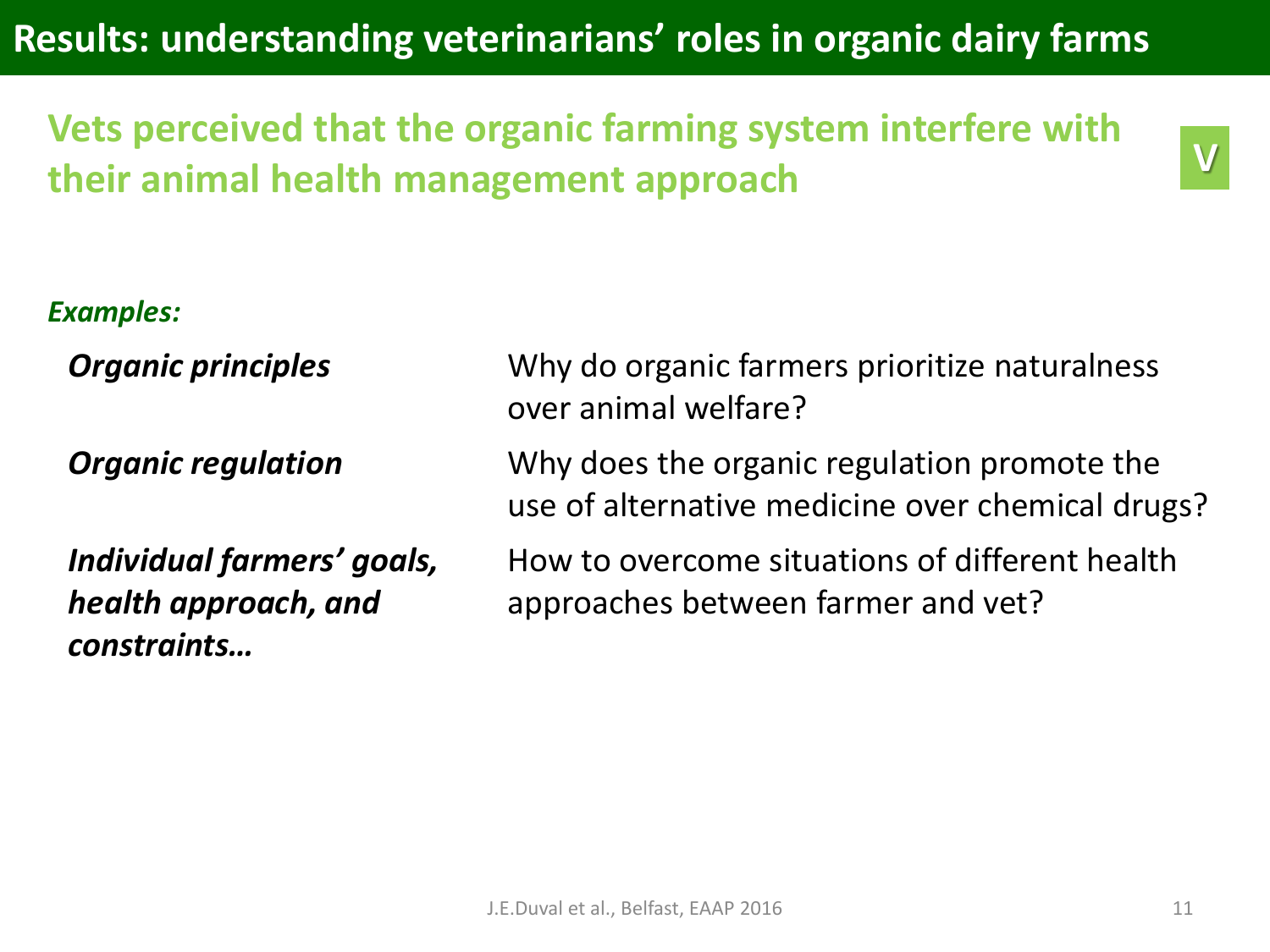# Results: understanding veterinarians' roles in organic dairy farms

## Vets perceived that the organic farming system interfere with their animal health management approach

V

***Examples:***

| | |
|---|---|
| ***Organic principles*** | Why do organic farmers prioritize naturalness over animal welfare? |
| ***Organic regulation*** | Why does the organic regulation promote the use of alternative medicine over chemical drugs? |
| ***Individual farmers' goals, health approach, and constraints…*** | How to overcome situations of different health approaches between farmer and vet? |

J.E.Duval et al., Belfast, EAAP 2016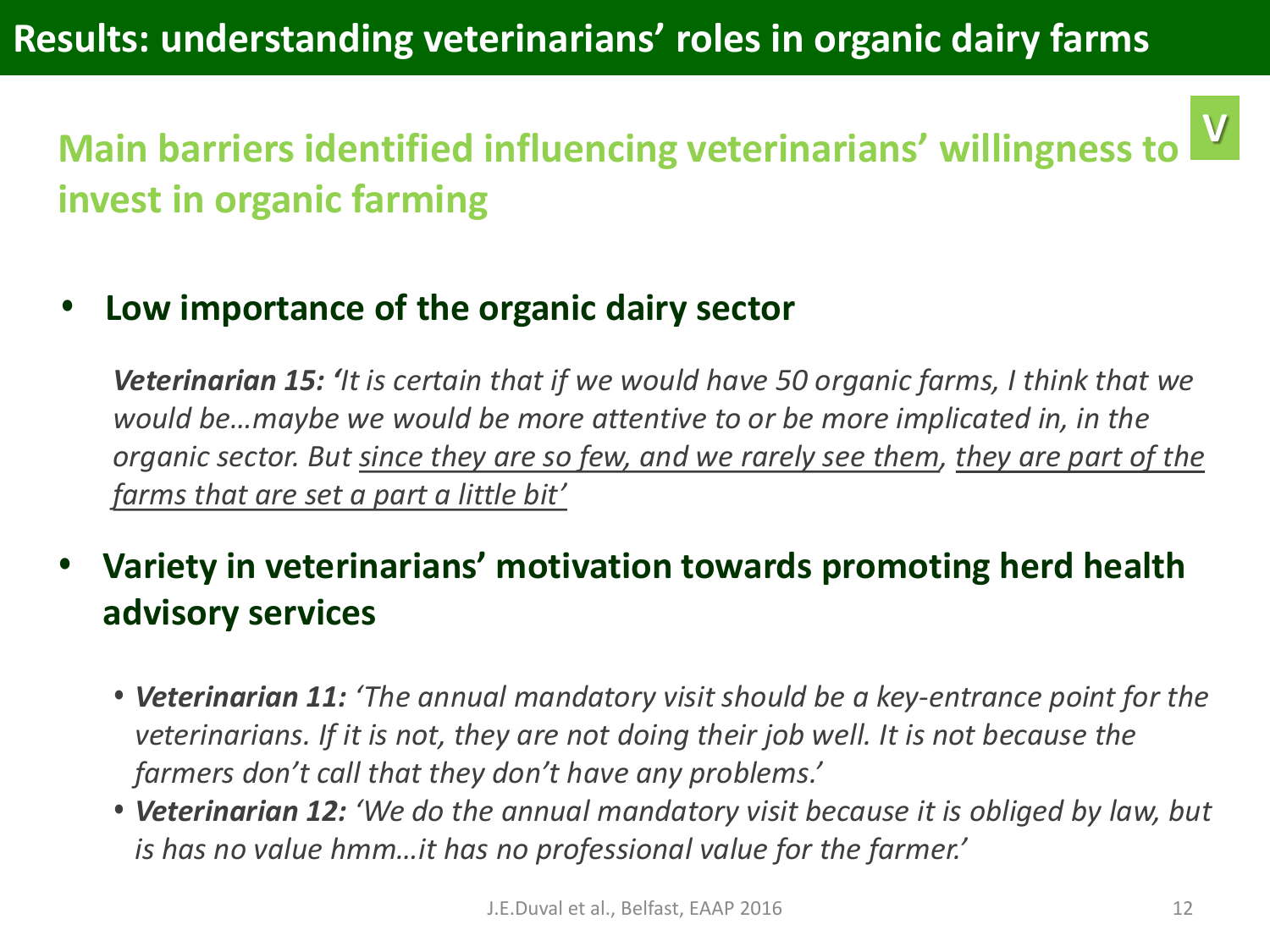# Results: understanding veterinarians' roles in organic dairy farms

## Main barriers identified influencing veterinarians' willingness to invest in organic farming

V

- **Low importance of the organic dairy sector**

  ***Veterinarian 15:*** *'It is certain that if we would have 50 organic farms, I think that we would be…maybe we would be more attentive to or be more implicated in, in the organic sector. But <u>since they are so few, and we rarely see them</u>, <u>they are part of the farms that are set a part a little bit'</u>*

- **Variety in veterinarians' motivation towards promoting herd health advisory services**

  - ***Veterinarian 11:*** *'The annual mandatory visit should be a key-entrance point for the veterinarians. If it is not, they are not doing their job well. It is not because the farmers don't call that they don't have any problems.'*
  - ***Veterinarian 12:*** *'We do the annual mandatory visit because it is obliged by law, but is has no value hmm…it has no professional value for the farmer.'*

J.E.Duval et al., Belfast, EAAP 2016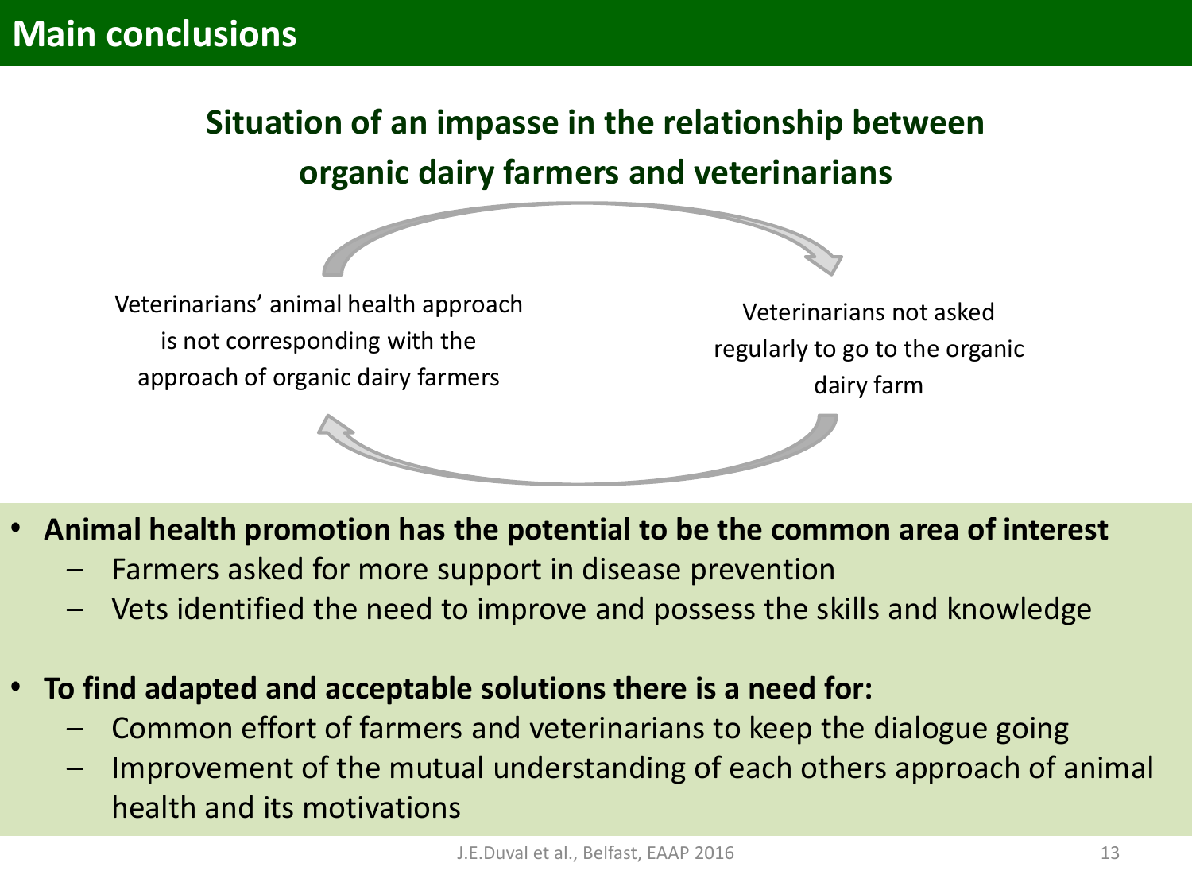# Main conclusions

## Situation of an impasse in the relationship between organic dairy farmers and veterinarians

Veterinarians' animal health approach is not corresponding with the approach of organic dairy farmers

Veterinarians not asked regularly to go to the organic dairy farm

- **Animal health promotion has the potential to be the common area of interest**
  - Farmers asked for more support in disease prevention
  - Vets identified the need to improve and possess the skills and knowledge
- **To find adapted and acceptable solutions there is a need for:**
  - Common effort of farmers and veterinarians to keep the dialogue going
  - Improvement of the mutual understanding of each others approach of animal health and its motivations

J.E.Duval et al., Belfast, EAAP 2016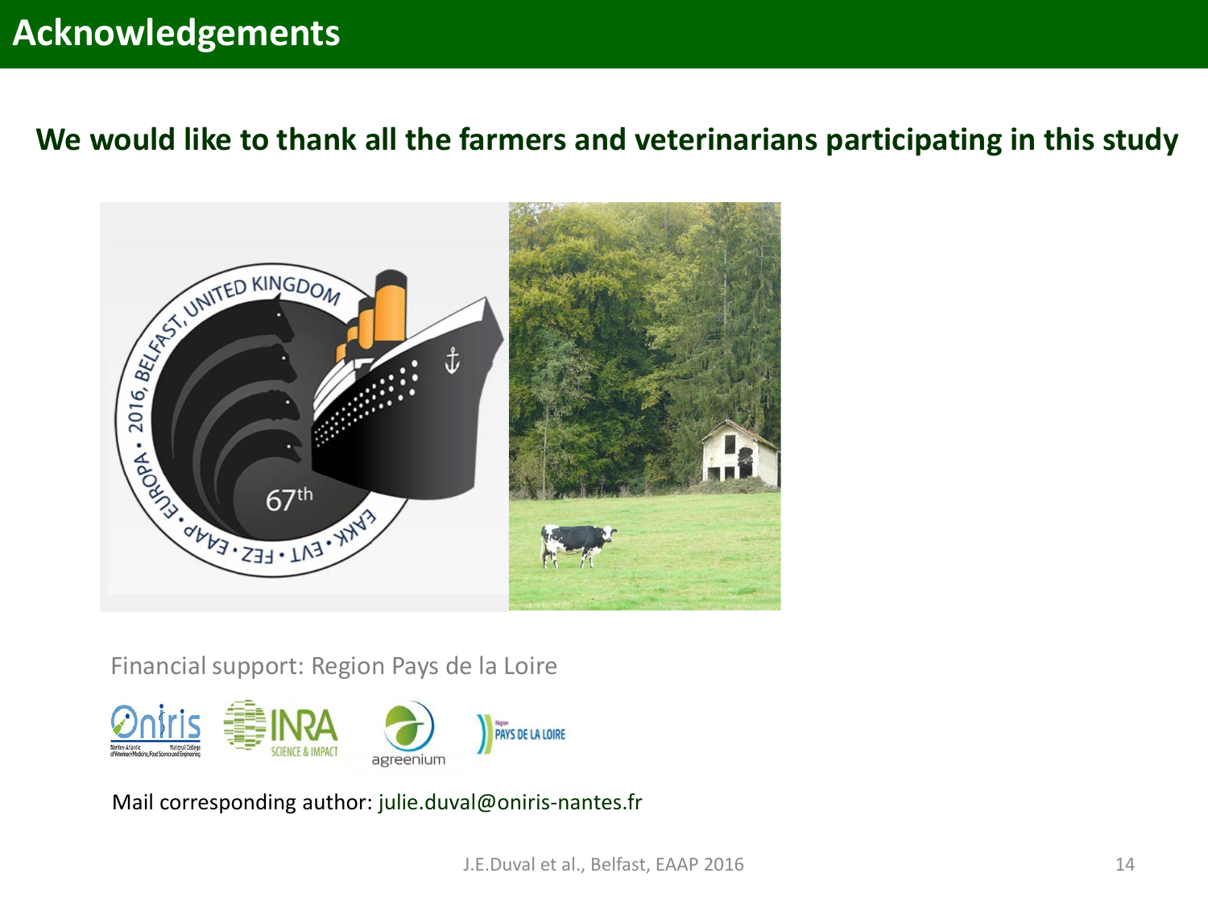# Acknowledgements

**We would like to thank all the farmers and veterinarians participating in this study**

Financial support: Region Pays de la Loire

Mail corresponding author: julie.duval@oniris-nantes.fr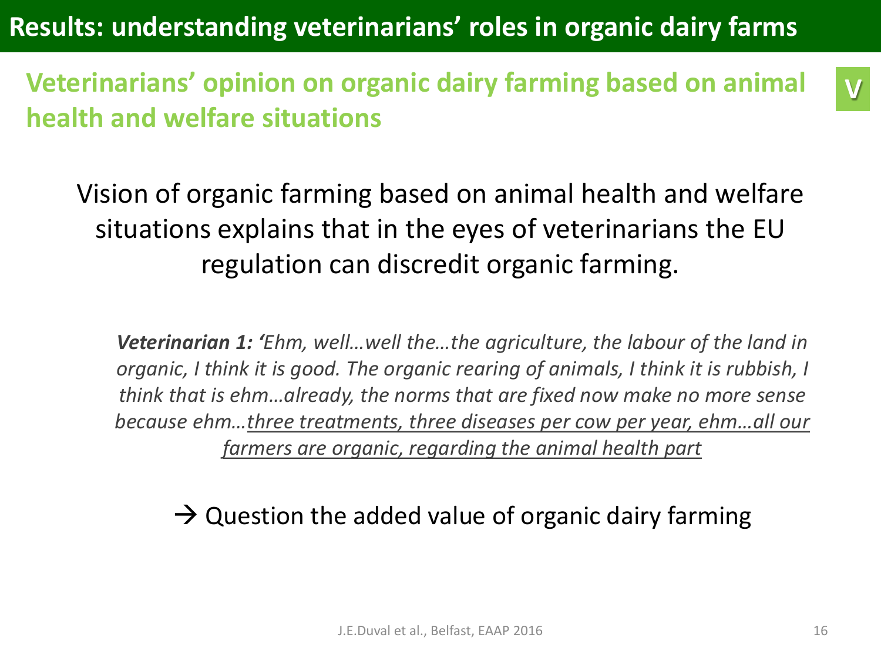# Results: understanding veterinarians' roles in organic dairy farms

## Veterinarians' opinion on organic dairy farming based on animal health and welfare situations

V

Vision of organic farming based on animal health and welfare situations explains that in the eyes of veterinarians the EU regulation can discredit organic farming.

***Veterinarian 1:** 'Ehm, well…well the…the agriculture, the labour of the land in organic, I think it is good. The organic rearing of animals, I think it is rubbish, I think that is ehm…already, the norms that are fixed now make no more sense because ehm…<u>three treatments, three diseases per cow per year, ehm…all our farmers are organic, regarding the animal health part</u>*

→ Question the added value of organic dairy farming

J.E.Duval et al., Belfast, EAAP 2016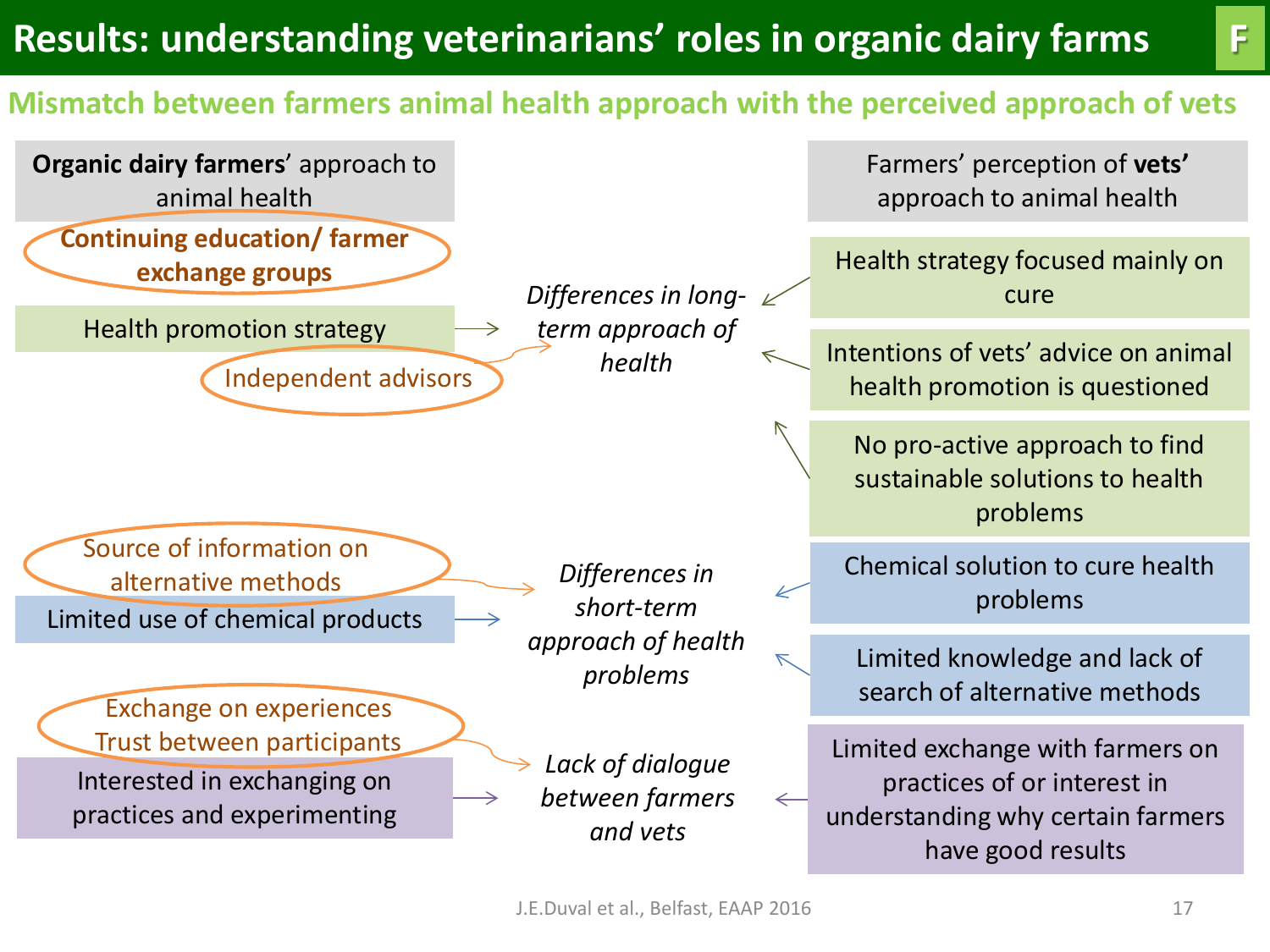# Results: understanding veterinarians' roles in organic dairy farms

F

## Mismatch between farmers animal health approach with the perceived approach of vets

**Organic dairy farmers**' approach to animal health

- **Continuing education/ farmer exchange groups**
- Health promotion strategy
- Independent advisors
- Source of information on alternative methods
- Limited use of chemical products
- Exchange on experiences
  Trust between participants
- Interested in exchanging on practices and experimenting

*Differences in long-term approach of health*

*Differences in short-term approach of health problems*

*Lack of dialogue between farmers and vets*

Farmers' perception of **vets'** approach to animal health

- Health strategy focused mainly on cure
- Intentions of vets' advice on animal health promotion is questioned
- No pro-active approach to find sustainable solutions to health problems
- Chemical solution to cure health problems
- Limited knowledge and lack of search of alternative methods
- Limited exchange with farmers on practices of or interest in understanding why certain farmers have good results

J.E.Duval et al., Belfast, EAAP 2016